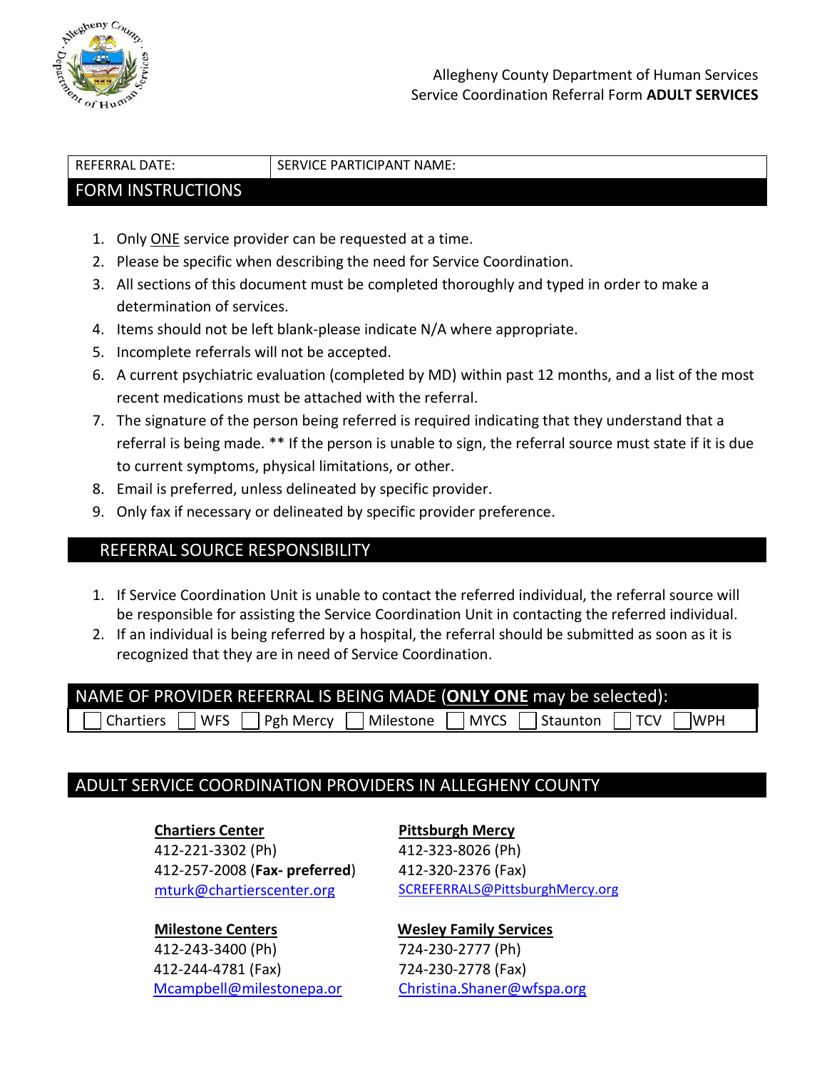Allegheny County Department of Human Services
Service Coordination Referral Form **ADULT SERVICES**

| REFERRAL DATE: | SERVICE PARTICIPANT NAME: |
|---|---|

## FORM INSTRUCTIONS

1. Only ONE service provider can be requested at a time.
2. Please be specific when describing the need for Service Coordination.
3. All sections of this document must be completed thoroughly and typed in order to make a determination of services.
4. Items should not be left blank-please indicate N/A where appropriate.
5. Incomplete referrals will not be accepted.
6. A current psychiatric evaluation (completed by MD) within past 12 months, and a list of the most recent medications must be attached with the referral.
7. The signature of the person being referred is required indicating that they understand that a referral is being made. ** If the person is unable to sign, the referral source must state if it is due to current symptoms, physical limitations, or other.
8. Email is preferred, unless delineated by specific provider.
9. Only fax if necessary or delineated by specific provider preference.

## REFERRAL SOURCE RESPONSIBILITY

1. If Service Coordination Unit is unable to contact the referred individual, the referral source will be responsible for assisting the Service Coordination Unit in contacting the referred individual.
2. If an individual is being referred by a hospital, the referral should be submitted as soon as it is recognized that they are in need of Service Coordination.

## NAME OF PROVIDER REFERRAL IS BEING MADE (**ONLY ONE** may be selected):

☐ Chartiers ☐ WFS ☐ Pgh Mercy ☐ Milestone ☐ MYCS ☐ Staunton ☐ TCV ☐ WPH

## ADULT SERVICE COORDINATION PROVIDERS IN ALLEGHENY COUNTY

**Chartiers Center**
412-221-3302 (Ph)
412-257-2008 (**Fax- preferred**)
mturk@chartierscenter.org

**Pittsburgh Mercy**
412-323-8026 (Ph)
412-320-2376 (Fax)
SCREFERRALS@PittsburghMercy.org

**Milestone Centers**
412-243-3400 (Ph)
412-244-4781 (Fax)
Mcampbell@milestonepa.or

**Wesley Family Services**
724-230-2777 (Ph)
724-230-2778 (Fax)
Christina.Shaner@wfspa.org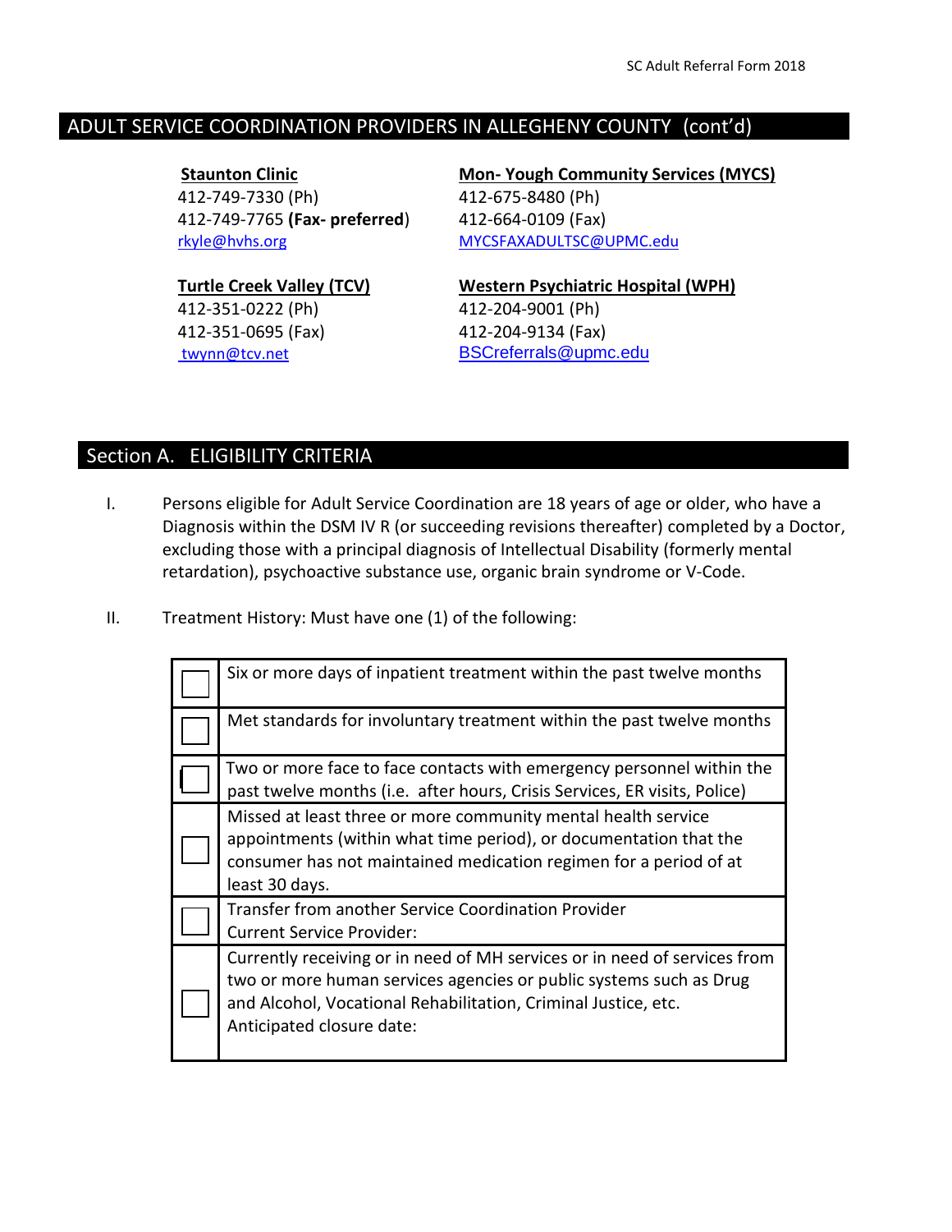## ADULT SERVICE COORDINATION PROVIDERS IN ALLEGHENY COUNTY (cont'd)

**Staunton Clinic**
412-749-7330 (Ph)
412-749-7765 **(Fax- preferred)**
rkyle@hvhs.org

**Mon- Yough Community Services (MYCS)**
412-675-8480 (Ph)
412-664-0109 (Fax)
MYCSFAXADULTSC@UPMC.edu

**Turtle Creek Valley (TCV)**
412-351-0222 (Ph)
412-351-0695 (Fax)
twynn@tcv.net

**Western Psychiatric Hospital (WPH)**
412-204-9001 (Ph)
412-204-9134 (Fax)
BSCreferrals@upmc.edu

## Section A. ELIGIBILITY CRITERIA

I. Persons eligible for Adult Service Coordination are 18 years of age or older, who have a Diagnosis within the DSM IV R (or succeeding revisions thereafter) completed by a Doctor, excluding those with a principal diagnosis of Intellectual Disability (formerly mental retardation), psychoactive substance use, organic brain syndrome or V-Code.

II. Treatment History: Must have one (1) of the following:

| | |
|---|---|
| ☐ | Six or more days of inpatient treatment within the past twelve months |
| ☐ | Met standards for involuntary treatment within the past twelve months |
| ☐ | Two or more face to face contacts with emergency personnel within the past twelve months (i.e. after hours, Crisis Services, ER visits, Police) |
| ☐ | Missed at least three or more community mental health service appointments (within what time period), or documentation that the consumer has not maintained medication regimen for a period of at least 30 days. |
| ☐ | Transfer from another Service Coordination Provider<br>Current Service Provider: |
| ☐ | Currently receiving or in need of MH services or in need of services from two or more human services agencies or public systems such as Drug and Alcohol, Vocational Rehabilitation, Criminal Justice, etc.<br>Anticipated closure date: |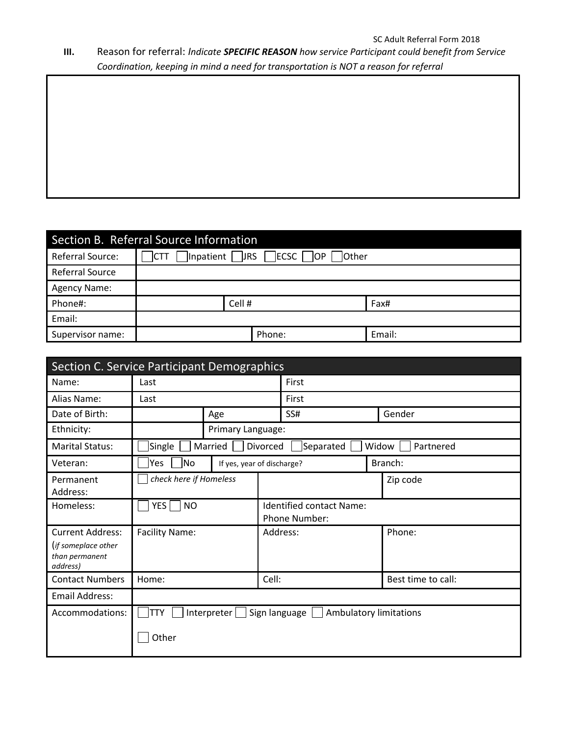**III.** Reason for referral: *Indicate **SPECIFIC REASON** how service Participant could benefit from Service Coordination, keeping in mind a need for transportation is NOT a reason for referral*

| |
|---|
| |

| Section B. Referral Source Information | | | |
|---|---|---|---|
| Referral Source: | ☐CTT ☐Inpatient ☐JRS ☐ECSC ☐OP ☐Other | | |
| Referral Source | | | |
| Agency Name: | | | |
| Phone#: | | Cell # | Fax# |
| Email: | | | |
| Supervisor name: | | Phone: | Email: |

| Section C. Service Participant Demographics | | | | |
|---|---|---|---|---|
| Name: | Last | | First | |
| Alias Name: | Last | | First | |
| Date of Birth: | | Age | SS# | Gender |
| Ethnicity: | | Primary Language: | | |
| Marital Status: | ☐Single ☐ Married ☐ Divorced ☐Separated ☐ Widow ☐ Partnered | | | |
| Veteran: | ☐Yes ☐No | If yes, year of discharge? | | Branch: |
| Permanent Address: | ☐ *check here if Homeless* | | | Zip code |
| Homeless: | ☐ YES ☐ NO | Identified contact Name: Phone Number: | | |
| Current Address: (*if someplace other than permanent address)* | Facility Name: | Address: | | Phone: |
| Contact Numbers | Home: | Cell: | | Best time to call: |
| Email Address: | | | | |
| Accommodations: | ☐TTY ☐ Interpreter ☐ Sign language ☐ Ambulatory limitations ☐ Other | | | |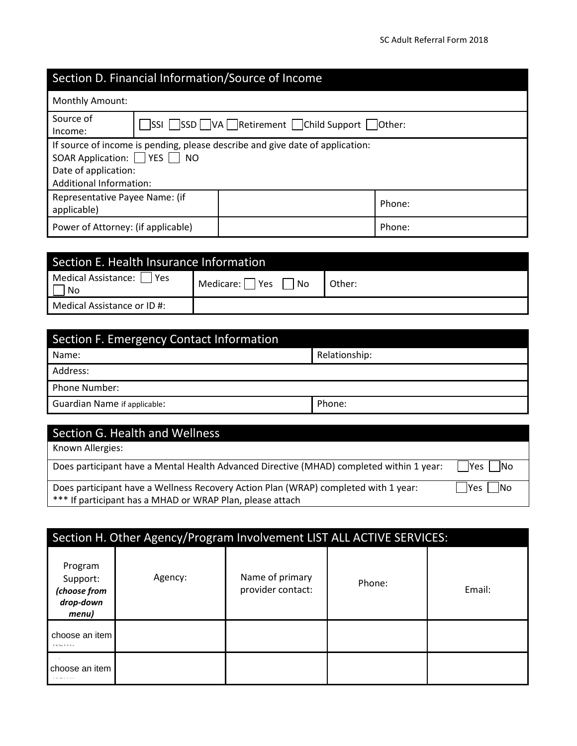## Section D. Financial Information/Source of Income

| Monthly Amount: | | |
|---|---|---|
| Source of Income: | ☐SSI ☐SSD ☐VA ☐Retirement ☐Child Support ☐Other: | |
| If source of income is pending, please describe and give date of application:<br>SOAR Application: ☐ YES ☐ NO<br>Date of application:<br>Additional Information: | | |
| Representative Payee Name: (if applicable) | | Phone: |
| Power of Attorney: (if applicable) | | Phone: |

## Section E. Health Insurance Information

| Medical Assistance: ☐ Yes ☐ No | Medicare: ☐ Yes ☐ No | Other: |
|---|---|---|
| Medical Assistance or ID #: | | |

## Section F. Emergency Contact Information

| Name: | Relationship: |
|---|---|
| Address: | |
| Phone Number: | |
| Guardian Name if applicable: | Phone: |

## Section G. Health and Wellness

| Known Allergies: | |
|---|---|
| Does participant have a Mental Health Advanced Directive (MHAD) completed within 1 year: | ☐Yes ☐No |
| Does participant have a Wellness Recovery Action Plan (WRAP) completed with 1 year:<br>*** If participant has a MHAD or WRAP Plan, please attach | ☐Yes ☐No |

## Section H. Other Agency/Program Involvement LIST ALL ACTIVE SERVICES:

| Program Support: ***(choose from drop-down menu)*** | Agency: | Name of primary provider contact: | Phone: | Email: |
|---|---|---|---|---|
| choose an item | | | | |
| choose an item | | | | |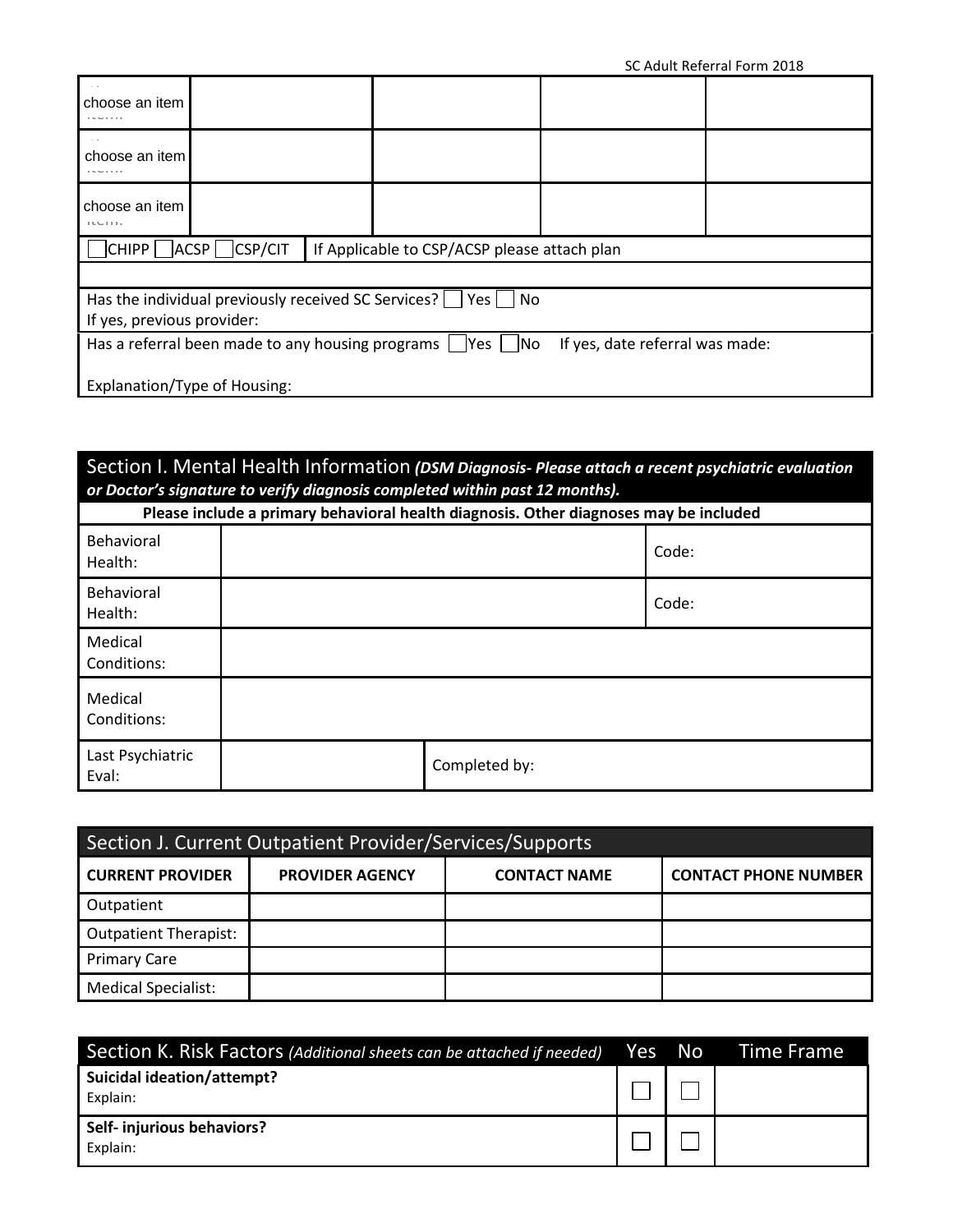| choose an item | | | | |
|---|---|---|---|---|
| choose an item | | | | |
| choose an item | | | | |

☐CHIPP ☐ACSP ☐CSP/CIT | If Applicable to CSP/ACSP please attach plan

Has the individual previously received SC Services? ☐ Yes ☐ No
If yes, previous provider:

Has a referral been made to any housing programs ☐Yes ☐No If yes, date referral was made:

Explanation/Type of Housing:

## Section I. Mental Health Information *(DSM Diagnosis- Please attach a recent psychiatric evaluation or Doctor's signature to verify diagnosis completed within past 12 months).*

**Please include a primary behavioral health diagnosis. Other diagnoses may be included**

| | | |
|---|---|---|
| Behavioral Health: | | Code: |
| Behavioral Health: | | Code: |
| Medical Conditions: | | |
| Medical Conditions: | | |
| Last Psychiatric Eval: | | Completed by: |

## Section J. Current Outpatient Provider/Services/Supports

| CURRENT PROVIDER | PROVIDER AGENCY | CONTACT NAME | CONTACT PHONE NUMBER |
|---|---|---|---|
| Outpatient | | | |
| Outpatient Therapist: | | | |
| Primary Care | | | |
| Medical Specialist: | | | |

## Section K. Risk Factors *(Additional sheets can be attached if needed)*

| | Yes | No | Time Frame |
|---|---|---|---|
| **Suicidal ideation/attempt?** Explain: | ☐ | ☐ | |
| **Self- injurious behaviors?** Explain: | ☐ | ☐ | |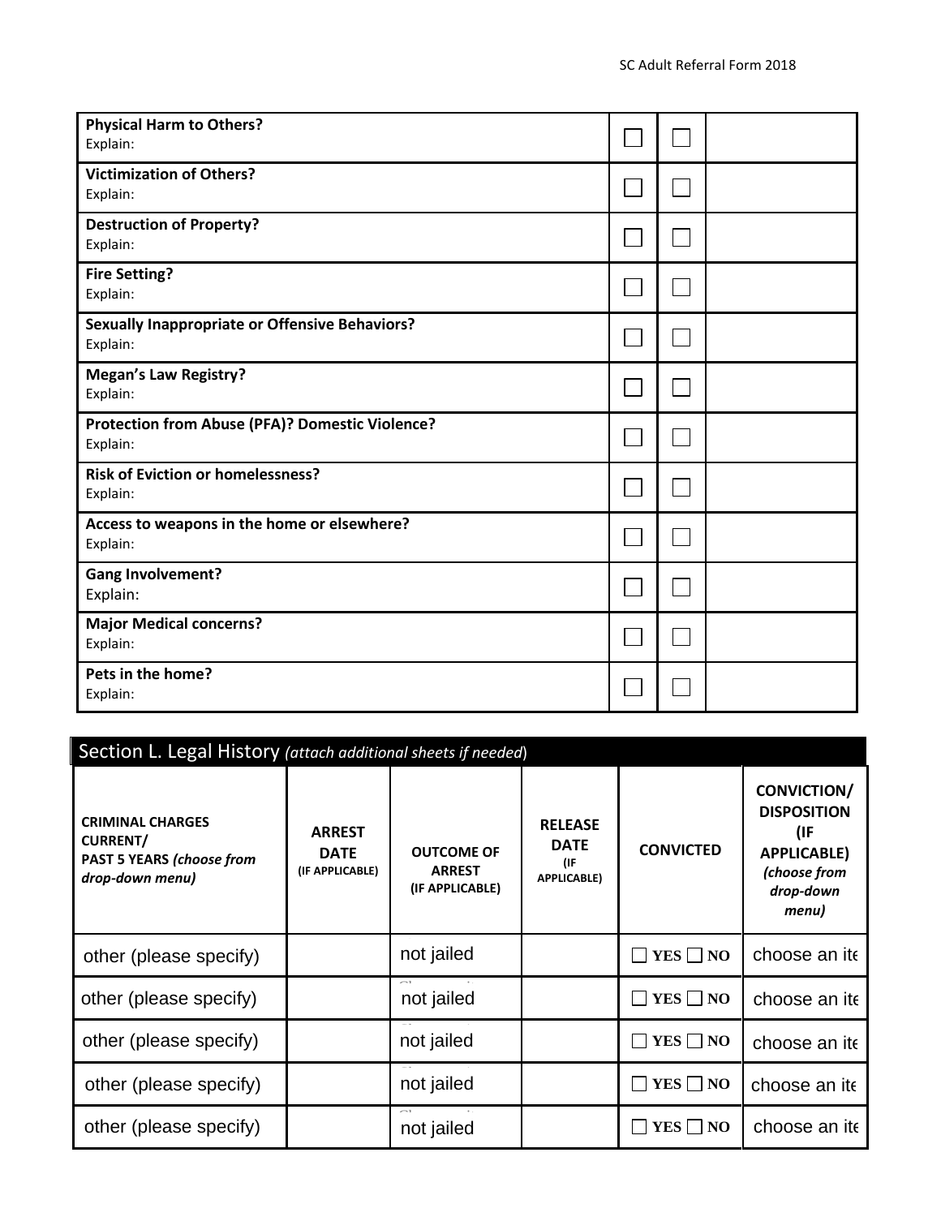| | | | |
|---|---|---|---|
| **Physical Harm to Others?**<br>Explain: | ☐ | ☐ | |
| **Victimization of Others?**<br>Explain: | ☐ | ☐ | |
| **Destruction of Property?**<br>Explain: | ☐ | ☐ | |
| **Fire Setting?**<br>Explain: | ☐ | ☐ | |
| **Sexually Inappropriate or Offensive Behaviors?**<br>Explain: | ☐ | ☐ | |
| **Megan's Law Registry?**<br>Explain: | ☐ | ☐ | |
| **Protection from Abuse (PFA)? Domestic Violence?**<br>Explain: | ☐ | ☐ | |
| **Risk of Eviction or homelessness?**<br>Explain: | ☐ | ☐ | |
| **Access to weapons in the home or elsewhere?**<br>Explain: | ☐ | ☐ | |
| **Gang Involvement?**<br>Explain: | ☐ | ☐ | |
| **Major Medical concerns?**<br>Explain: | ☐ | ☐ | |
| **Pets in the home?**<br>Explain: | ☐ | ☐ | |

## Section L. Legal History *(attach additional sheets if needed)*

| **CRIMINAL CHARGES CURRENT/ PAST 5 YEARS** *(choose from drop-down menu)* | **ARREST DATE (IF APPLICABLE)** | **OUTCOME OF ARREST (IF APPLICABLE)** | **RELEASE DATE (IF APPLICABLE)** | **CONVICTED** | **CONVICTION/ DISPOSITION (IF APPLICABLE)** *(choose from drop-down menu)* |
|---|---|---|---|---|---|
| other (please specify) | | not jailed | | ☐ YES ☐ NO | choose an ite |
| other (please specify) | | not jailed | | ☐ YES ☐ NO | choose an ite |
| other (please specify) | | not jailed | | ☐ YES ☐ NO | choose an ite |
| other (please specify) | | not jailed | | ☐ YES ☐ NO | choose an ite |
| other (please specify) | | not jailed | | ☐ YES ☐ NO | choose an ite |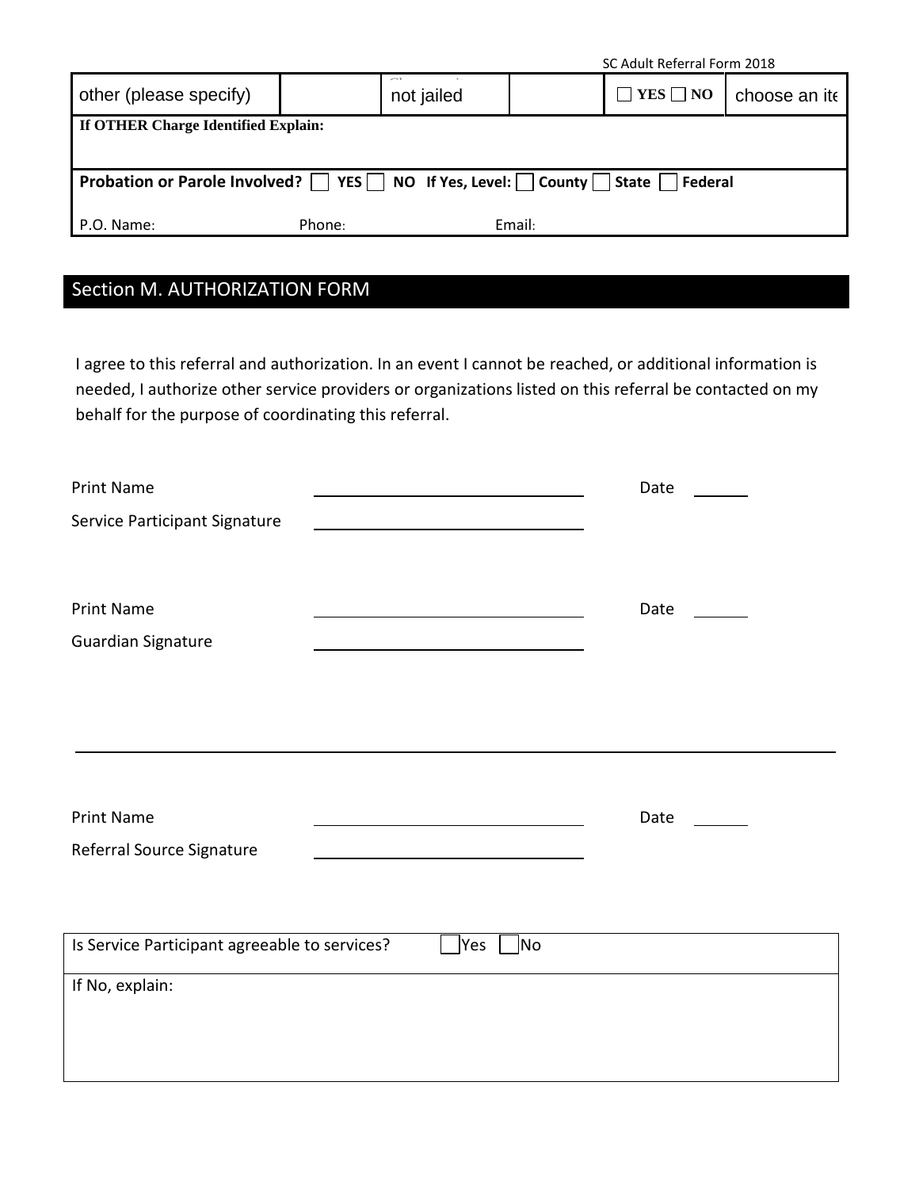| | | | | | |
|---|---|---|---|---|---|
| other (please specify) | | not jailed | | ☐ YES ☐ NO | choose an ite |
| **If OTHER Charge Identified Explain:** | | | | | |
| **Probation or Parole Involved?** ☐ **YES** ☐ **NO If Yes, Level:** ☐ **County** ☐ **State** ☐ **Federal** | | | | | |
| P.O. Name: | Phone: | | Email: | | |

## Section M. AUTHORIZATION FORM

I agree to this referral and authorization. In an event I cannot be reached, or additional information is needed, I authorize other service providers or organizations listed on this referral be contacted on my behalf for the purpose of coordinating this referral.

Print Name \_\_\_\_\_\_\_\_\_\_\_\_\_\_\_\_\_\_\_\_\_\_\_\_\_\_\_\_\_\_ Date \_\_\_\_\_\_

Service Participant Signature \_\_\_\_\_\_\_\_\_\_\_\_\_\_\_\_\_\_\_\_\_\_\_\_\_\_\_\_\_\_

Print Name \_\_\_\_\_\_\_\_\_\_\_\_\_\_\_\_\_\_\_\_\_\_\_\_\_\_\_\_\_\_ Date \_\_\_\_\_\_

Guardian Signature \_\_\_\_\_\_\_\_\_\_\_\_\_\_\_\_\_\_\_\_\_\_\_\_\_\_\_\_\_\_

---

Print Name \_\_\_\_\_\_\_\_\_\_\_\_\_\_\_\_\_\_\_\_\_\_\_\_\_\_\_\_\_\_ Date \_\_\_\_\_\_

Referral Source Signature \_\_\_\_\_\_\_\_\_\_\_\_\_\_\_\_\_\_\_\_\_\_\_\_\_\_\_\_\_\_

| |
|---|
| Is Service Participant agreeable to services? ☐ Yes ☐ No |
| If No, explain: |